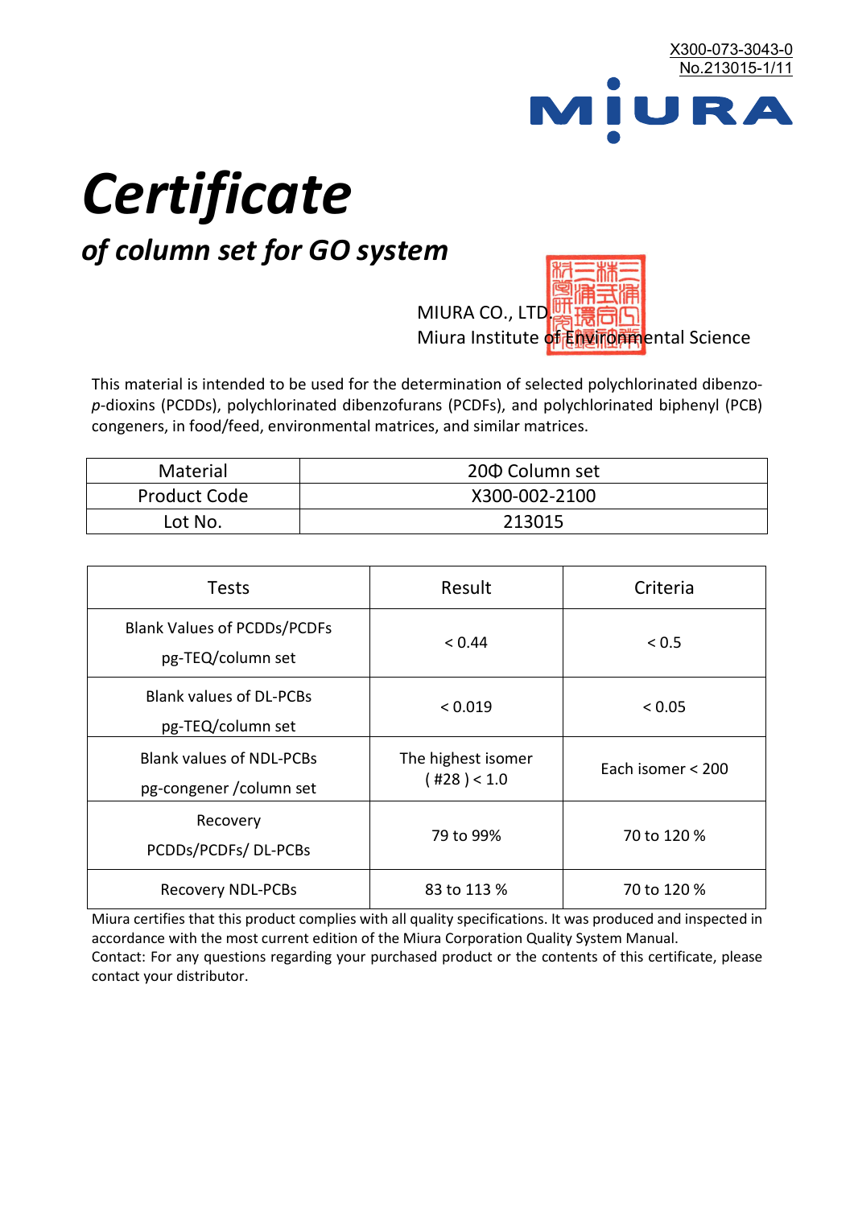X300-073-3043-0
No.213015-1/11

MIURA

# *Certificate*

## *of column set for GO system*

MIURA CO., LTD.
Miura Institute of Environmental Science

This material is intended to be used for the determination of selected polychlorinated dibenzo-*p*-dioxins (PCDDs), polychlorinated dibenzofurans (PCDFs), and polychlorinated biphenyl (PCB) congeners, in food/feed, environmental matrices, and similar matrices.

| Material | 20Φ Column set |
|---|---|
| Product Code | X300-002-2100 |
| Lot No. | 213015 |

| Tests | Result | Criteria |
|---|---|---|
| Blank Values of PCDDs/PCDFs pg-TEQ/column set | < 0.44 | < 0.5 |
| Blank values of DL-PCBs pg-TEQ/column set | < 0.019 | < 0.05 |
| Blank values of NDL-PCBs pg-congener /column set | The highest isomer ( #28 ) < 1.0 | Each isomer < 200 |
| Recovery PCDDs/PCDFs/ DL-PCBs | 79 to 99% | 70 to 120 % |
| Recovery NDL-PCBs | 83 to 113 % | 70 to 120 % |

Miura certifies that this product complies with all quality specifications. It was produced and inspected in accordance with the most current edition of the Miura Corporation Quality System Manual.
Contact: For any questions regarding your purchased product or the contents of this certificate, please contact your distributor.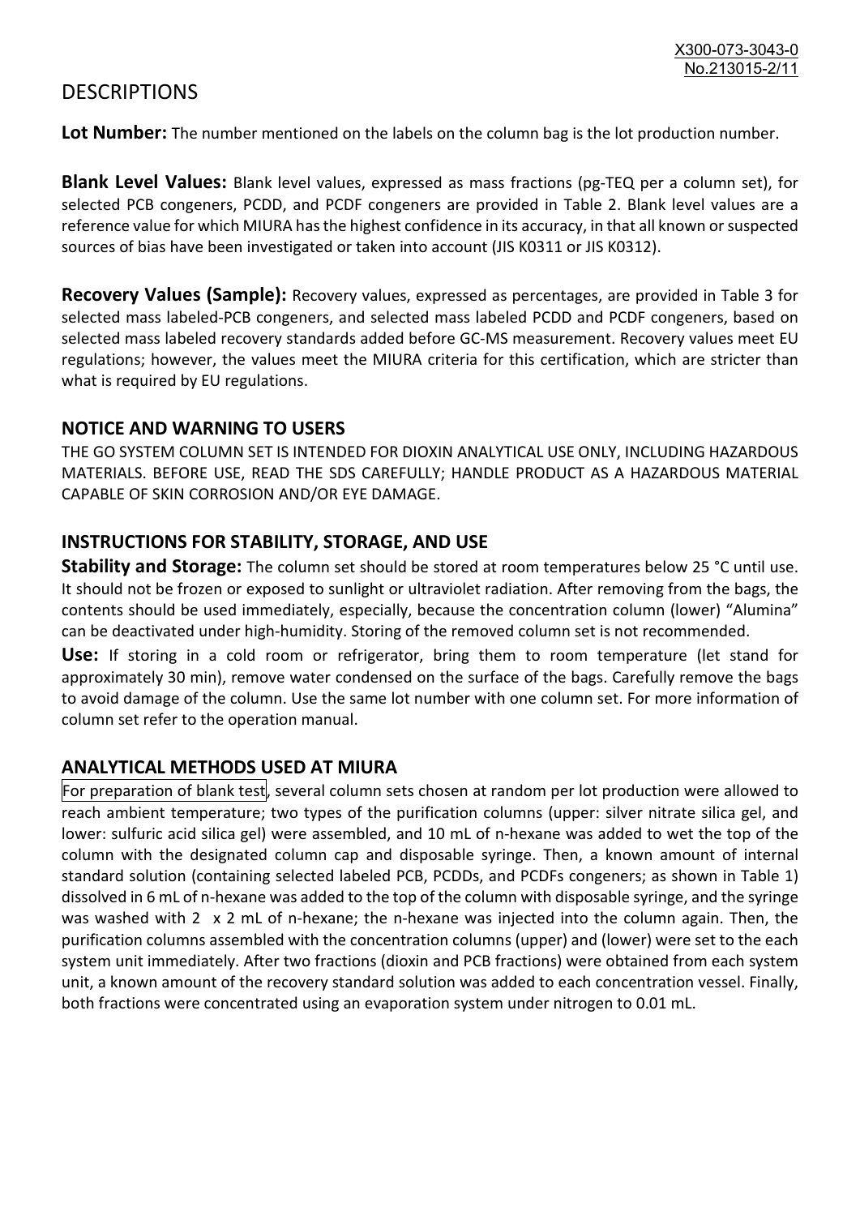# DESCRIPTIONS

**Lot Number:** The number mentioned on the labels on the column bag is the lot production number.

**Blank Level Values:** Blank level values, expressed as mass fractions (pg-TEQ per a column set), for selected PCB congeners, PCDD, and PCDF congeners are provided in Table 2. Blank level values are a reference value for which MIURA has the highest confidence in its accuracy, in that all known or suspected sources of bias have been investigated or taken into account (JIS K0311 or JIS K0312).

**Recovery Values (Sample):** Recovery values, expressed as percentages, are provided in Table 3 for selected mass labeled-PCB congeners, and selected mass labeled PCDD and PCDF congeners, based on selected mass labeled recovery standards added before GC-MS measurement. Recovery values meet EU regulations; however, the values meet the MIURA criteria for this certification, which are stricter than what is required by EU regulations.

## NOTICE AND WARNING TO USERS

THE GO SYSTEM COLUMN SET IS INTENDED FOR DIOXIN ANALYTICAL USE ONLY, INCLUDING HAZARDOUS MATERIALS. BEFORE USE, READ THE SDS CAREFULLY; HANDLE PRODUCT AS A HAZARDOUS MATERIAL CAPABLE OF SKIN CORROSION AND/OR EYE DAMAGE.

## INSTRUCTIONS FOR STABILITY, STORAGE, AND USE

**Stability and Storage:** The column set should be stored at room temperatures below 25 °C until use. It should not be frozen or exposed to sunlight or ultraviolet radiation. After removing from the bags, the contents should be used immediately, especially, because the concentration column (lower) "Alumina" can be deactivated under high-humidity. Storing of the removed column set is not recommended.

**Use:** If storing in a cold room or refrigerator, bring them to room temperature (let stand for approximately 30 min), remove water condensed on the surface of the bags. Carefully remove the bags to avoid damage of the column. Use the same lot number with one column set. For more information of column set refer to the operation manual.

## ANALYTICAL METHODS USED AT MIURA

For preparation of blank test, several column sets chosen at random per lot production were allowed to reach ambient temperature; two types of the purification columns (upper: silver nitrate silica gel, and lower: sulfuric acid silica gel) were assembled, and 10 mL of n-hexane was added to wet the top of the column with the designated column cap and disposable syringe. Then, a known amount of internal standard solution (containing selected labeled PCB, PCDDs, and PCDFs congeners; as shown in Table 1) dissolved in 6 mL of n-hexane was added to the top of the column with disposable syringe, and the syringe was washed with 2 x 2 mL of n-hexane; the n-hexane was injected into the column again. Then, the purification columns assembled with the concentration columns (upper) and (lower) were set to the each system unit immediately. After two fractions (dioxin and PCB fractions) were obtained from each system unit, a known amount of the recovery standard solution was added to each concentration vessel. Finally, both fractions were concentrated using an evaporation system under nitrogen to 0.01 mL.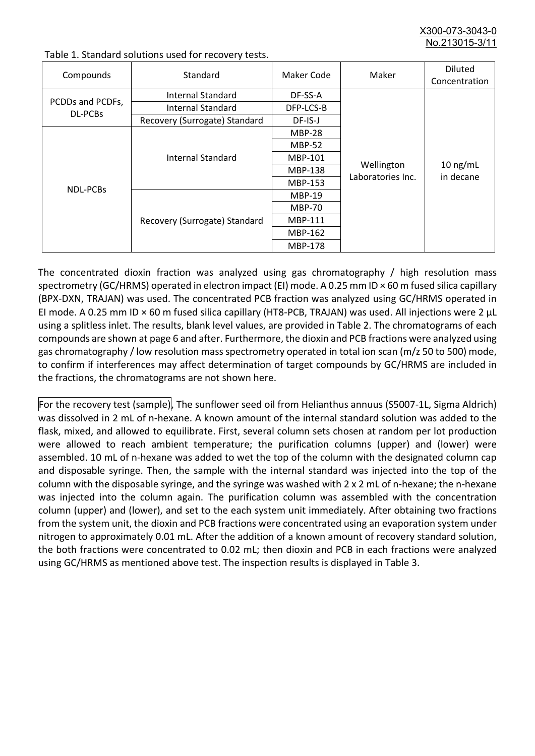Table 1. Standard solutions used for recovery tests.

| Compounds | Standard | Maker Code | Maker | Diluted Concentration |
|---|---|---|---|---|
| PCDDs and PCDFs, DL-PCBs | Internal Standard | DF-SS-A | Wellington Laboratories Inc. | 10 ng/mL in decane |
| | Internal Standard | DFP-LCS-B | | |
| | Recovery (Surrogate) Standard | DF-IS-J | | |
| NDL-PCBs | Internal Standard | MBP-28 | | |
| | | MBP-52 | | |
| | | MBP-101 | | |
| | | MBP-138 | | |
| | | MBP-153 | | |
| | Recovery (Surrogate) Standard | MBP-19 | | |
| | | MBP-70 | | |
| | | MBP-111 | | |
| | | MBP-162 | | |
| | | MBP-178 | | |

The concentrated dioxin fraction was analyzed using gas chromatography / high resolution mass spectrometry (GC/HRMS) operated in electron impact (EI) mode. A 0.25 mm ID × 60 m fused silica capillary (BPX-DXN, TRAJAN) was used. The concentrated PCB fraction was analyzed using GC/HRMS operated in EI mode. A 0.25 mm ID × 60 m fused silica capillary (HT8-PCB, TRAJAN) was used. All injections were 2 µL using a splitless inlet. The results, blank level values, are provided in Table 2. The chromatograms of each compounds are shown at page 6 and after. Furthermore, the dioxin and PCB fractions were analyzed using gas chromatography / low resolution mass spectrometry operated in total ion scan (m/z 50 to 500) mode, to confirm if interferences may affect determination of target compounds by GC/HRMS are included in the fractions, the chromatograms are not shown here.

For the recovery test (sample), The sunflower seed oil from Helianthus annuus (S5007-1L, Sigma Aldrich) was dissolved in 2 mL of n-hexane. A known amount of the internal standard solution was added to the flask, mixed, and allowed to equilibrate. First, several column sets chosen at random per lot production were allowed to reach ambient temperature; the purification columns (upper) and (lower) were assembled. 10 mL of n-hexane was added to wet the top of the column with the designated column cap and disposable syringe. Then, the sample with the internal standard was injected into the top of the column with the disposable syringe, and the syringe was washed with 2 x 2 mL of n-hexane; the n-hexane was injected into the column again. The purification column was assembled with the concentration column (upper) and (lower), and set to the each system unit immediately. After obtaining two fractions from the system unit, the dioxin and PCB fractions were concentrated using an evaporation system under nitrogen to approximately 0.01 mL. After the addition of a known amount of recovery standard solution, the both fractions were concentrated to 0.02 mL; then dioxin and PCB in each fractions were analyzed using GC/HRMS as mentioned above test. The inspection results is displayed in Table 3.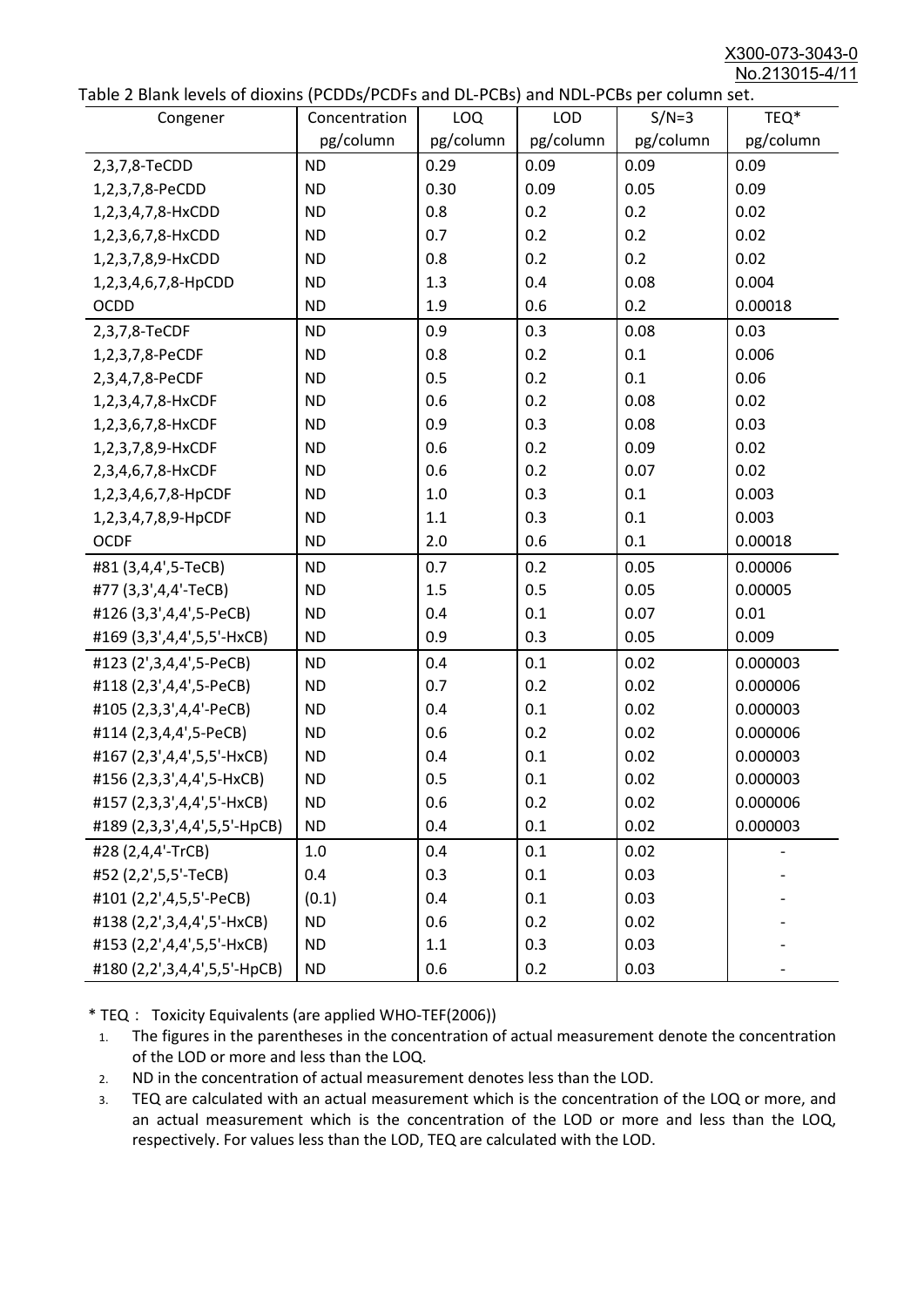Table 2 Blank levels of dioxins (PCDDs/PCDFs and DL-PCBs) and NDL-PCBs per column set.

| Congener | Concentration pg/column | LOQ pg/column | LOD pg/column | S/N=3 pg/column | TEQ* pg/column |
|---|---|---|---|---|---|
| 2,3,7,8-TeCDD | ND | 0.29 | 0.09 | 0.09 | 0.09 |
| 1,2,3,7,8-PeCDD | ND | 0.30 | 0.09 | 0.05 | 0.09 |
| 1,2,3,4,7,8-HxCDD | ND | 0.8 | 0.2 | 0.2 | 0.02 |
| 1,2,3,6,7,8-HxCDD | ND | 0.7 | 0.2 | 0.2 | 0.02 |
| 1,2,3,7,8,9-HxCDD | ND | 0.8 | 0.2 | 0.2 | 0.02 |
| 1,2,3,4,6,7,8-HpCDD | ND | 1.3 | 0.4 | 0.08 | 0.004 |
| OCDD | ND | 1.9 | 0.6 | 0.2 | 0.00018 |
| 2,3,7,8-TeCDF | ND | 0.9 | 0.3 | 0.08 | 0.03 |
| 1,2,3,7,8-PeCDF | ND | 0.8 | 0.2 | 0.1 | 0.006 |
| 2,3,4,7,8-PeCDF | ND | 0.5 | 0.2 | 0.1 | 0.06 |
| 1,2,3,4,7,8-HxCDF | ND | 0.6 | 0.2 | 0.08 | 0.02 |
| 1,2,3,6,7,8-HxCDF | ND | 0.9 | 0.3 | 0.08 | 0.03 |
| 1,2,3,7,8,9-HxCDF | ND | 0.6 | 0.2 | 0.09 | 0.02 |
| 2,3,4,6,7,8-HxCDF | ND | 0.6 | 0.2 | 0.07 | 0.02 |
| 1,2,3,4,6,7,8-HpCDF | ND | 1.0 | 0.3 | 0.1 | 0.003 |
| 1,2,3,4,7,8,9-HpCDF | ND | 1.1 | 0.3 | 0.1 | 0.003 |
| OCDF | ND | 2.0 | 0.6 | 0.1 | 0.00018 |
| #81 (3,4,4',5-TeCB) | ND | 0.7 | 0.2 | 0.05 | 0.00006 |
| #77 (3,3',4,4'-TeCB) | ND | 1.5 | 0.5 | 0.05 | 0.00005 |
| #126 (3,3',4,4',5-PeCB) | ND | 0.4 | 0.1 | 0.07 | 0.01 |
| #169 (3,3',4,4',5,5'-HxCB) | ND | 0.9 | 0.3 | 0.05 | 0.009 |
| #123 (2',3,4,4',5-PeCB) | ND | 0.4 | 0.1 | 0.02 | 0.000003 |
| #118 (2,3',4,4',5-PeCB) | ND | 0.7 | 0.2 | 0.02 | 0.000006 |
| #105 (2,3,3',4,4'-PeCB) | ND | 0.4 | 0.1 | 0.02 | 0.000003 |
| #114 (2,3,4,4',5-PeCB) | ND | 0.6 | 0.2 | 0.02 | 0.000006 |
| #167 (2,3',4,4',5,5'-HxCB) | ND | 0.4 | 0.1 | 0.02 | 0.000003 |
| #156 (2,3,3',4,4',5-HxCB) | ND | 0.5 | 0.1 | 0.02 | 0.000003 |
| #157 (2,3,3',4,4',5'-HxCB) | ND | 0.6 | 0.2 | 0.02 | 0.000006 |
| #189 (2,3,3',4,4',5,5'-HpCB) | ND | 0.4 | 0.1 | 0.02 | 0.000003 |
| #28 (2,4,4'-TrCB) | 1.0 | 0.4 | 0.1 | 0.02 | - |
| #52 (2,2',5,5'-TeCB) | 0.4 | 0.3 | 0.1 | 0.03 | - |
| #101 (2,2',4,5,5'-PeCB) | (0.1) | 0.4 | 0.1 | 0.03 | - |
| #138 (2,2',3,4,4',5'-HxCB) | ND | 0.6 | 0.2 | 0.02 | - |
| #153 (2,2',4,4',5,5'-HxCB) | ND | 1.1 | 0.3 | 0.03 | - |
| #180 (2,2',3,4,4',5,5'-HpCB) | ND | 0.6 | 0.2 | 0.03 | - |

\* TEQ： Toxicity Equivalents (are applied WHO-TEF(2006))

1. The figures in the parentheses in the concentration of actual measurement denote the concentration of the LOD or more and less than the LOQ.
2. ND in the concentration of actual measurement denotes less than the LOD.
3. TEQ are calculated with an actual measurement which is the concentration of the LOQ or more, and an actual measurement which is the concentration of the LOD or more and less than the LOQ, respectively. For values less than the LOD, TEQ are calculated with the LOD.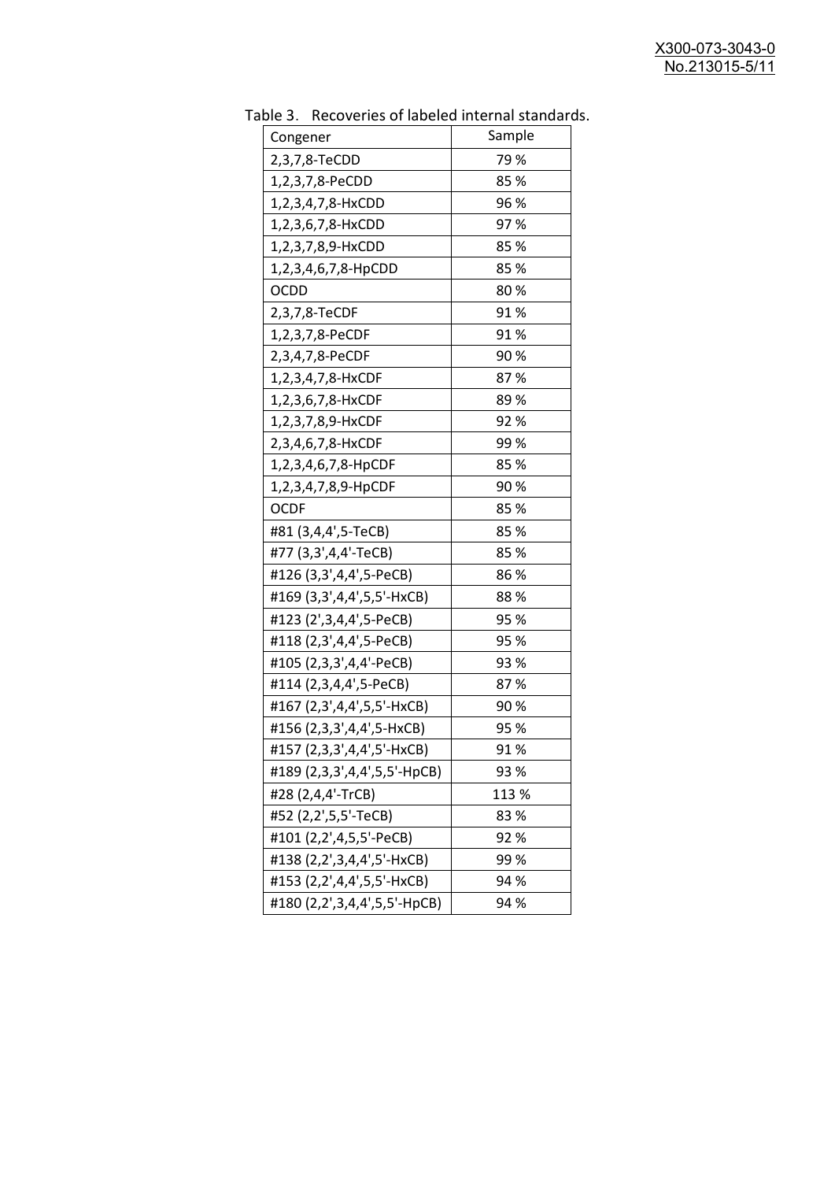Table 3. Recoveries of labeled internal standards.

| Congener | Sample |
| --- | --- |
| 2,3,7,8-TeCDD | 79 % |
| 1,2,3,7,8-PeCDD | 85 % |
| 1,2,3,4,7,8-HxCDD | 96 % |
| 1,2,3,6,7,8-HxCDD | 97 % |
| 1,2,3,7,8,9-HxCDD | 85 % |
| 1,2,3,4,6,7,8-HpCDD | 85 % |
| OCDD | 80 % |
| 2,3,7,8-TeCDF | 91 % |
| 1,2,3,7,8-PeCDF | 91 % |
| 2,3,4,7,8-PeCDF | 90 % |
| 1,2,3,4,7,8-HxCDF | 87 % |
| 1,2,3,6,7,8-HxCDF | 89 % |
| 1,2,3,7,8,9-HxCDF | 92 % |
| 2,3,4,6,7,8-HxCDF | 99 % |
| 1,2,3,4,6,7,8-HpCDF | 85 % |
| 1,2,3,4,7,8,9-HpCDF | 90 % |
| OCDF | 85 % |
| #81 (3,4,4',5-TeCB) | 85 % |
| #77 (3,3',4,4'-TeCB) | 85 % |
| #126 (3,3',4,4',5-PeCB) | 86 % |
| #169 (3,3',4,4',5,5'-HxCB) | 88 % |
| #123 (2',3,4,4',5-PeCB) | 95 % |
| #118 (2,3',4,4',5-PeCB) | 95 % |
| #105 (2,3,3',4,4'-PeCB) | 93 % |
| #114 (2,3,4,4',5-PeCB) | 87 % |
| #167 (2,3',4,4',5,5'-HxCB) | 90 % |
| #156 (2,3,3',4,4',5-HxCB) | 95 % |
| #157 (2,3,3',4,4',5'-HxCB) | 91 % |
| #189 (2,3,3',4,4',5,5'-HpCB) | 93 % |
| #28 (2,4,4'-TrCB) | 113 % |
| #52 (2,2',5,5'-TeCB) | 83 % |
| #101 (2,2',4,5,5'-PeCB) | 92 % |
| #138 (2,2',3,4,4',5'-HxCB) | 99 % |
| #153 (2,2',4,4',5,5'-HxCB) | 94 % |
| #180 (2,2',3,4,4',5,5'-HpCB) | 94 % |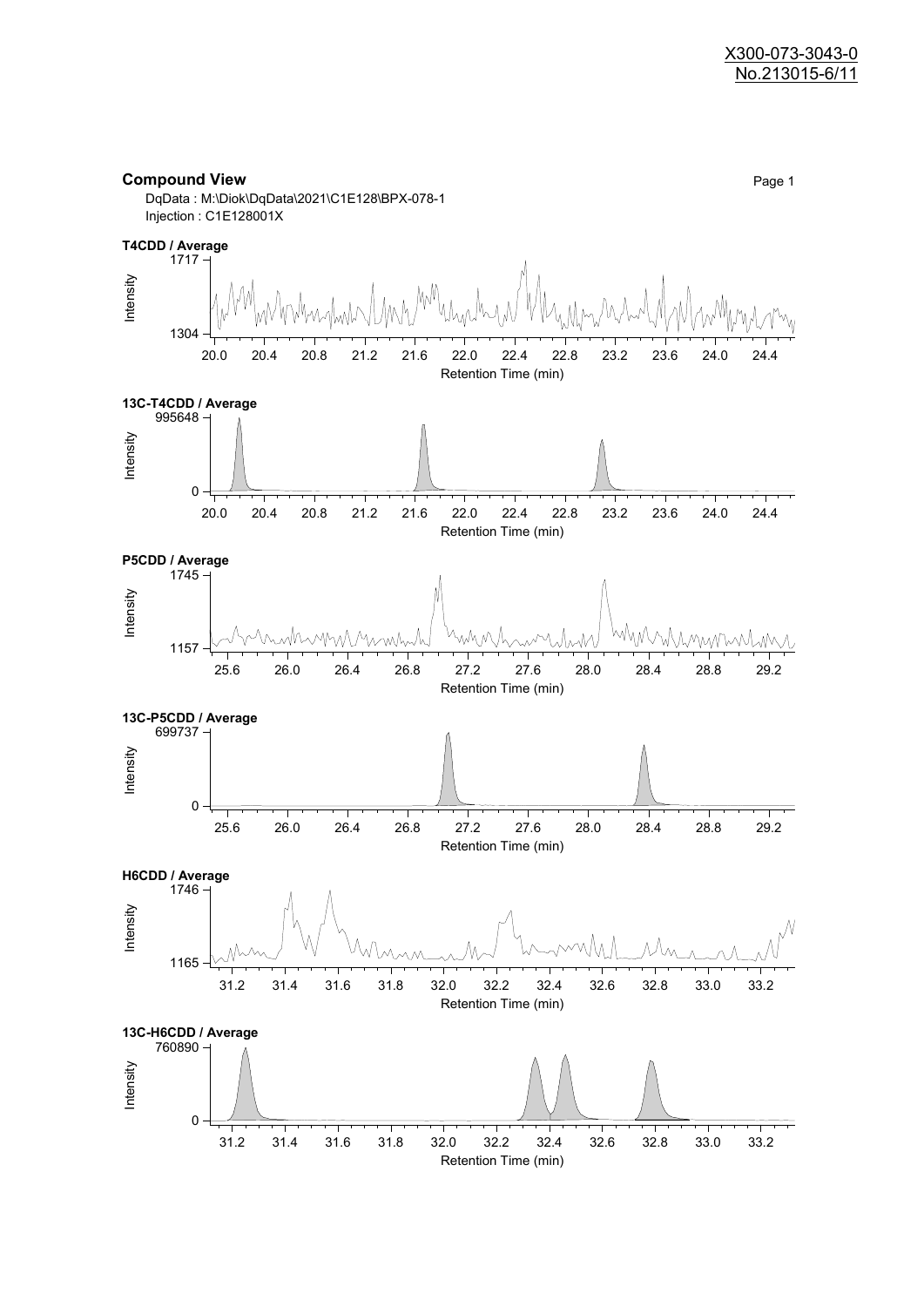**Compound View**

Page 1

DqData : M:\Diok\DqData\2021\C1E128\BPX-078-1

Injection : C1E128001X

**T4CDD / Average**

Intensity: 1304 – 1717

Retention Time (min): 20.0 – 24.4

**13C-T4CDD / Average**

Intensity: 0 – 995648

Retention Time (min): 20.0 – 24.4

**P5CDD / Average**

Intensity: 1157 – 1745

Retention Time (min): 25.6 – 29.2

**13C-P5CDD / Average**

Intensity: 0 – 699737

Retention Time (min): 25.6 – 29.2

**H6CDD / Average**

Intensity: 1165 – 1746

Retention Time (min): 31.2 – 33.2

**13C-H6CDD / Average**

Intensity: 0 – 760890

Retention Time (min): 31.2 – 33.2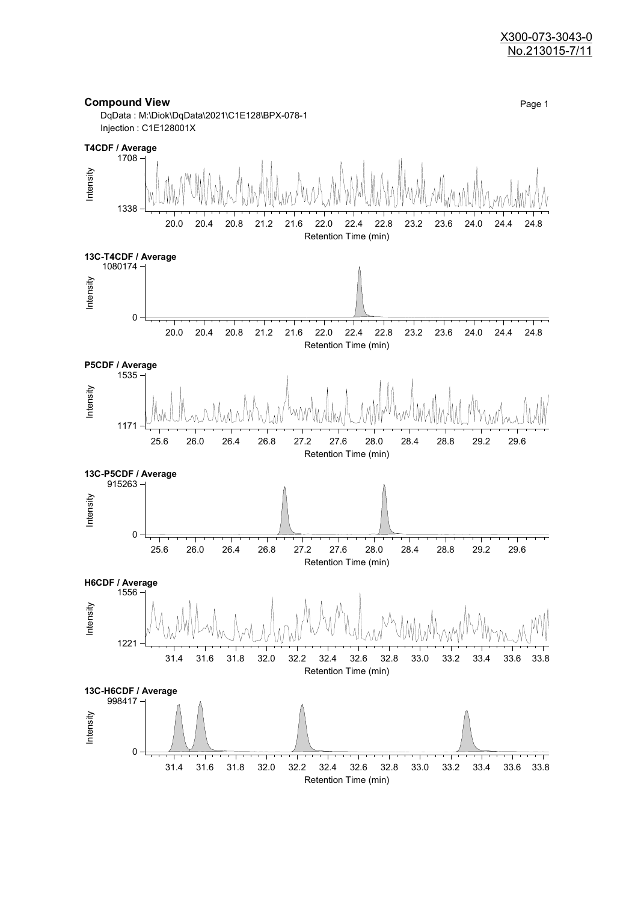X300-073-3043-0
No.213015-7/11

## Compound View

Page 1

DqData : M:\Diok\DqData\2021\C1E128\BPX-078-1
Injection : C1E128001X

**T4CDF / Average**

Intensity: 1338 – 1708
Retention Time (min): 20.0, 20.4, 20.8, 21.2, 21.6, 22.0, 22.4, 22.8, 23.2, 23.6, 24.0, 24.4, 24.8

**13C-T4CDF / Average**

Intensity: 0 – 1080174
Retention Time (min): 20.0, 20.4, 20.8, 21.2, 21.6, 22.0, 22.4, 22.8, 23.2, 23.6, 24.0, 24.4, 24.8

**P5CDF / Average**

Intensity: 1171 – 1535
Retention Time (min): 25.6, 26.0, 26.4, 26.8, 27.2, 27.6, 28.0, 28.4, 28.8, 29.2, 29.6

**13C-P5CDF / Average**

Intensity: 0 – 915263
Retention Time (min): 25.6, 26.0, 26.4, 26.8, 27.2, 27.6, 28.0, 28.4, 28.8, 29.2, 29.6

**H6CDF / Average**

Intensity: 1221 – 1556
Retention Time (min): 31.4, 31.6, 31.8, 32.0, 32.2, 32.4, 32.6, 32.8, 33.0, 33.2, 33.4, 33.6, 33.8

**13C-H6CDF / Average**

Intensity: 0 – 998417
Retention Time (min): 31.4, 31.6, 31.8, 32.0, 32.2, 32.4, 32.6, 32.8, 33.0, 33.2, 33.4, 33.6, 33.8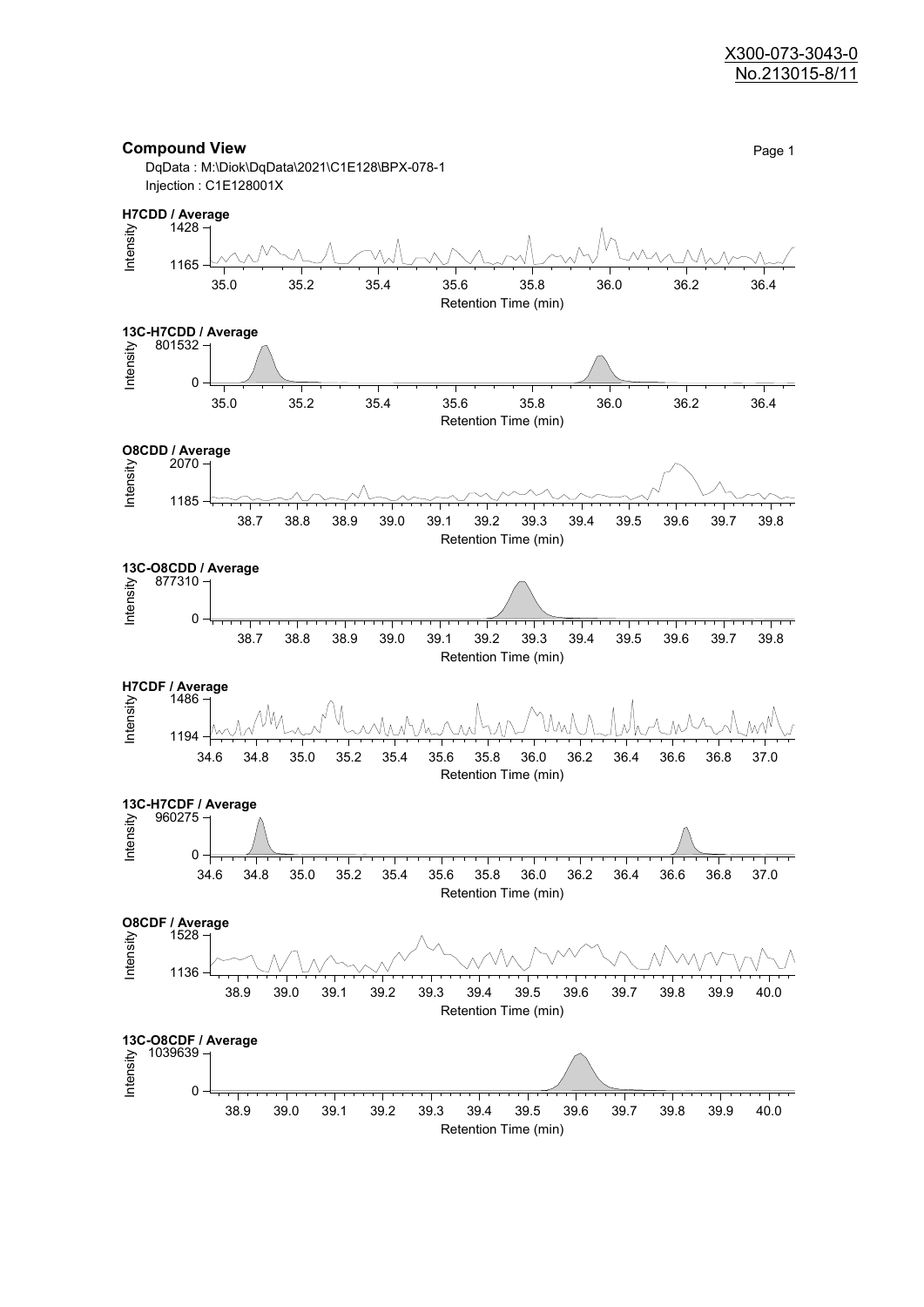## Compound View

DqData : M:\Diok\DqData\2021\C1E128\BPX-078-1
Injection : C1E128001X

**H7CDD / Average**

Intensity: 1165 – 1428
Retention Time (min): 35.0, 35.2, 35.4, 35.6, 35.8, 36.0, 36.2, 36.4

**13C-H7CDD / Average**

Intensity: 0 – 801532
Retention Time (min): 35.0, 35.2, 35.4, 35.6, 35.8, 36.0, 36.2, 36.4

**O8CDD / Average**

Intensity: 1185 – 2070
Retention Time (min): 38.7, 38.8, 38.9, 39.0, 39.1, 39.2, 39.3, 39.4, 39.5, 39.6, 39.7, 39.8

**13C-O8CDD / Average**

Intensity: 0 – 877310
Retention Time (min): 38.7, 38.8, 38.9, 39.0, 39.1, 39.2, 39.3, 39.4, 39.5, 39.6, 39.7, 39.8

**H7CDF / Average**

Intensity: 1194 – 1486
Retention Time (min): 34.6, 34.8, 35.0, 35.2, 35.4, 35.6, 35.8, 36.0, 36.2, 36.4, 36.6, 36.8, 37.0

**13C-H7CDF / Average**

Intensity: 0 – 960275
Retention Time (min): 34.6, 34.8, 35.0, 35.2, 35.4, 35.6, 35.8, 36.0, 36.2, 36.4, 36.6, 36.8, 37.0

**O8CDF / Average**

Intensity: 1136 – 1528
Retention Time (min): 38.9, 39.0, 39.1, 39.2, 39.3, 39.4, 39.5, 39.6, 39.7, 39.8, 39.9, 40.0

**13C-O8CDF / Average**

Intensity: 0 – 1039639
Retention Time (min): 38.9, 39.0, 39.1, 39.2, 39.3, 39.4, 39.5, 39.6, 39.7, 39.8, 39.9, 40.0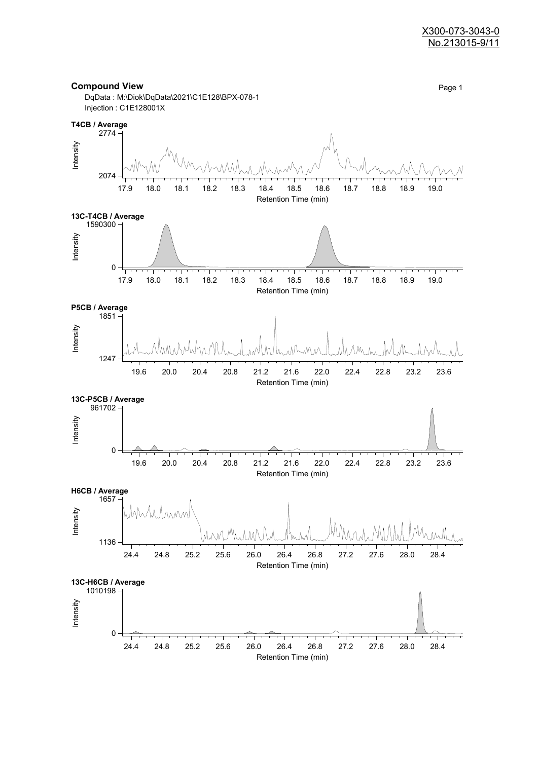X300-073-3043-0
No.213015-9/11

## Compound View

DqData : M:\Diok\DqData\2021\C1E128\BPX-078-1
Injection : C1E128001X

**T4CB / Average**

Intensity: 2074 – 2774
Retention Time (min): 17.9, 18.0, 18.1, 18.2, 18.3, 18.4, 18.5, 18.6, 18.7, 18.8, 18.9, 19.0

**13C-T4CB / Average**

Intensity: 0 – 1590300
Retention Time (min): 17.9, 18.0, 18.1, 18.2, 18.3, 18.4, 18.5, 18.6, 18.7, 18.8, 18.9, 19.0

**P5CB / Average**

Intensity: 1247 – 1851
Retention Time (min): 19.6, 20.0, 20.4, 20.8, 21.2, 21.6, 22.0, 22.4, 22.8, 23.2, 23.6

**13C-P5CB / Average**

Intensity: 0 – 961702
Retention Time (min): 19.6, 20.0, 20.4, 20.8, 21.2, 21.6, 22.0, 22.4, 22.8, 23.2, 23.6

**H6CB / Average**

Intensity: 1136 – 1657
Retention Time (min): 24.4, 24.8, 25.2, 25.6, 26.0, 26.4, 26.8, 27.2, 27.6, 28.0, 28.4

**13C-H6CB / Average**

Intensity: 0 – 1010198
Retention Time (min): 24.4, 24.8, 25.2, 25.6, 26.0, 26.4, 26.8, 27.2, 27.6, 28.0, 28.4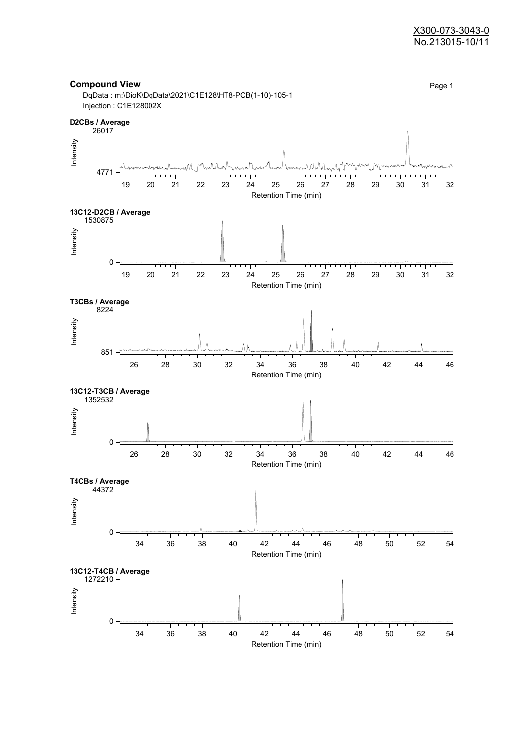X300-073-3043-0
No.213015-10/11

## Compound View

DqData : m:\DioK\DqData\2021\C1E128\HT8-PCB(1-10)-105-1
Injection : C1E128002X

**D2CBs / Average**

Intensity: 26017 – 4771
Retention Time (min): 19 20 21 22 23 24 25 26 27 28 29 30 31 32

**13C12-D2CB / Average**

Intensity: 1530875 – 0
Retention Time (min): 19 20 21 22 23 24 25 26 27 28 29 30 31 32

**T3CBs / Average**

Intensity: 8224 – 851
Retention Time (min): 26 28 30 32 34 36 38 40 42 44 46

**13C12-T3CB / Average**

Intensity: 1352532 – 0
Retention Time (min): 26 28 30 32 34 36 38 40 42 44 46

**T4CBs / Average**

Intensity: 44372 – 0
Retention Time (min): 34 36 38 40 42 44 46 48 50 52 54

**13C12-T4CB / Average**

Intensity: 1272210 – 0
Retention Time (min): 34 36 38 40 42 44 46 48 50 52 54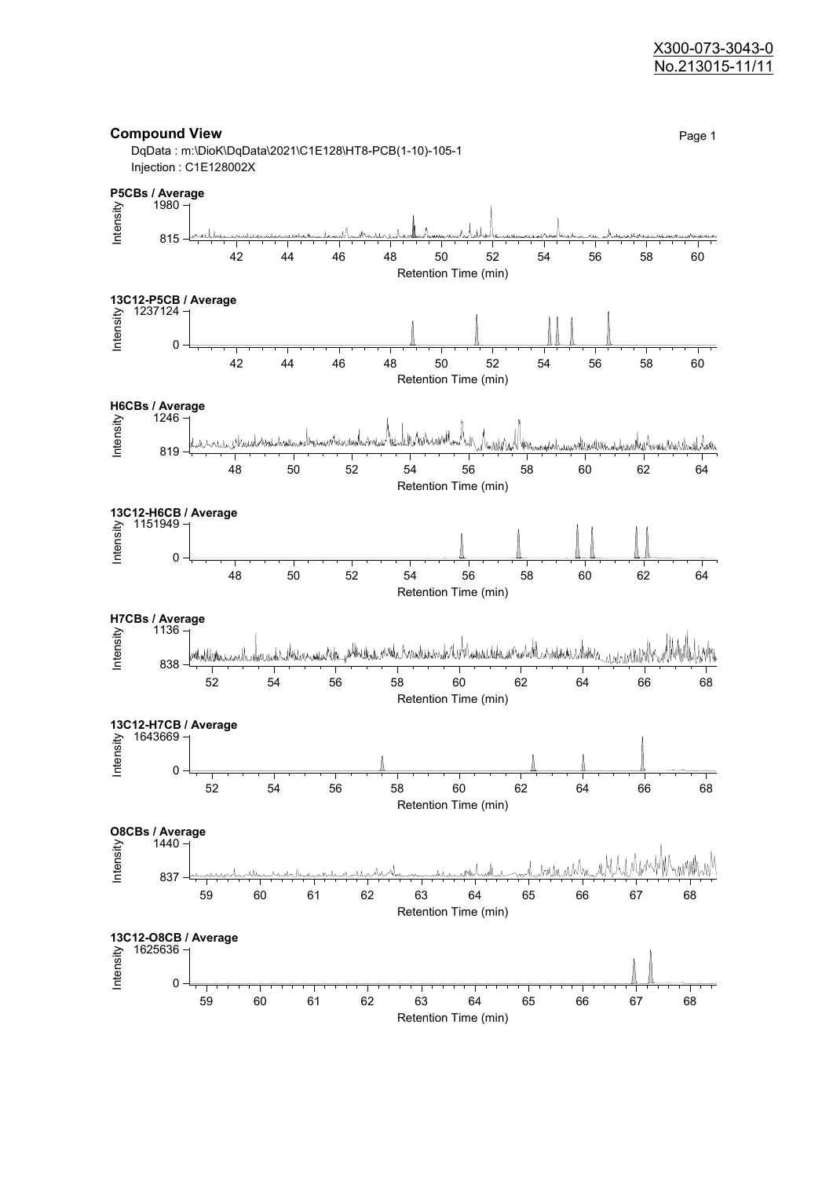X300-073-3043-0
No.213015-11/11

## Compound View

DqData : m:\DioK\DqData\2021\C1E128\HT8-PCB(1-10)-105-1
Injection : C1E128002X

**P5CBs / Average**

Intensity
1980
815
42 44 46 48 50 52 54 56 58 60
Retention Time (min)

**13C12-P5CB / Average**

Intensity
1237124
0
42 44 46 48 50 52 54 56 58 60
Retention Time (min)

**H6CBs / Average**

Intensity
1246
819
48 50 52 54 56 58 60 62 64
Retention Time (min)

**13C12-H6CB / Average**

Intensity
1151949
0
48 50 52 54 56 58 60 62 64
Retention Time (min)

**H7CBs / Average**

Intensity
1136
838
52 54 56 58 60 62 64 66 68
Retention Time (min)

**13C12-H7CB / Average**

Intensity
1643669
0
52 54 56 58 60 62 64 66 68
Retention Time (min)

**O8CBs / Average**

Intensity
1440
837
59 60 61 62 63 64 65 66 67 68
Retention Time (min)

**13C12-O8CB / Average**

Intensity
1625636
0
59 60 61 62 63 64 65 66 67 68
Retention Time (min)